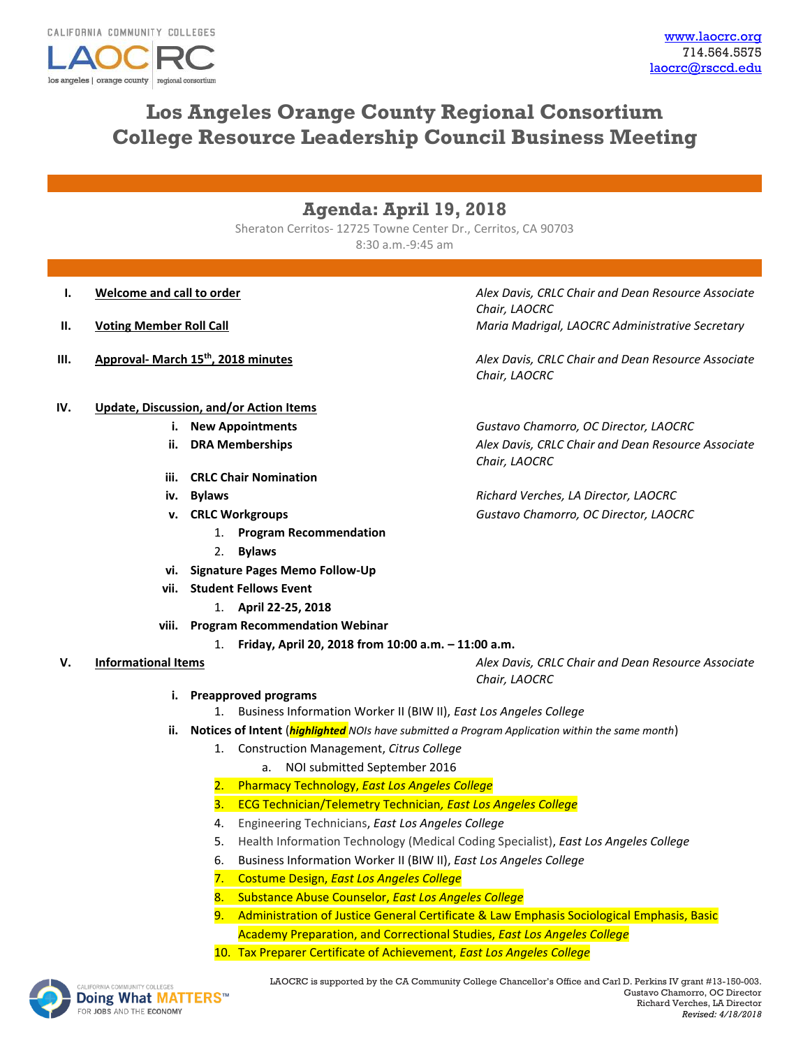CALIFORNIA COMMUNITY COLLEGES

LAOCRC — los angeles | orange county | regional consortium

www.laocrc.org
714.564.5575
laocrc@rsccd.edu

# Los Angeles Orange County Regional Consortium
# College Resource Leadership Council Business Meeting

## Agenda: April 19, 2018

Sheraton Cerritos- 12725 Towne Center Dr., Cerritos, CA 90703
8:30 a.m.-9:45 am

**I. Welcome and call to order** — *Alex Davis, CRLC Chair and Dean Resource Associate Chair, LAOCRC*

**II. Voting Member Roll Call** — *Maria Madrigal, LAOCRC Administrative Secretary*

**III. Approval- March 15th, 2018 minutes** — *Alex Davis, CRLC Chair and Dean Resource Associate Chair, LAOCRC*

**IV. Update, Discussion, and/or Action Items**

- **i. New Appointments** — *Gustavo Chamorro, OC Director, LAOCRC*
- **ii. DRA Memberships** — *Alex Davis, CRLC Chair and Dean Resource Associate Chair, LAOCRC*
- **iii. CRLC Chair Nomination**
- **iv. Bylaws** — *Richard Verches, LA Director, LAOCRC*
- **v. CRLC Workgroups** — *Gustavo Chamorro, OC Director, LAOCRC*
  1. **Program Recommendation**
  2. **Bylaws**
- **vi. Signature Pages Memo Follow-Up**
- **vii. Student Fellows Event**
  1. **April 22-25, 2018**
- **viii. Program Recommendation Webinar**
  1. **Friday, April 20, 2018 from 10:00 a.m. – 11:00 a.m.**

**V. Informational Items** — *Alex Davis, CRLC Chair and Dean Resource Associate Chair, LAOCRC*

- **i. Preapproved programs**
  1. Business Information Worker II (BIW II), *East Los Angeles College*
- **ii. Notices of Intent** (***highlighted*** *NOIs have submitted a Program Application within the same month*)
  1. Construction Management, *Citrus College*
     a. NOI submitted September 2016
  2. Pharmacy Technology, *East Los Angeles College*
  3. ECG Technician/Telemetry Technician, *East Los Angeles College*
  4. Engineering Technicians, *East Los Angeles College*
  5. Health Information Technology (Medical Coding Specialist), *East Los Angeles College*
  6. Business Information Worker II (BIW II), *East Los Angeles College*
  7. Costume Design, *East Los Angeles College*
  8. Substance Abuse Counselor, *East Los Angeles College*
  9. Administration of Justice General Certificate & Law Emphasis Sociological Emphasis, Basic Academy Preparation, and Correctional Studies, *East Los Angeles College*
  10. Tax Preparer Certificate of Achievement, *East Los Angeles College*

California Community Colleges — Doing What MATTERS™ FOR JOBS AND THE ECONOMY

LAOCRC is supported by the CA Community College Chancellor's Office and Carl D. Perkins IV grant #13-150-003.
Gustavo Chamorro, OC Director
Richard Verches, LA Director
*Revised: 4/18/2018*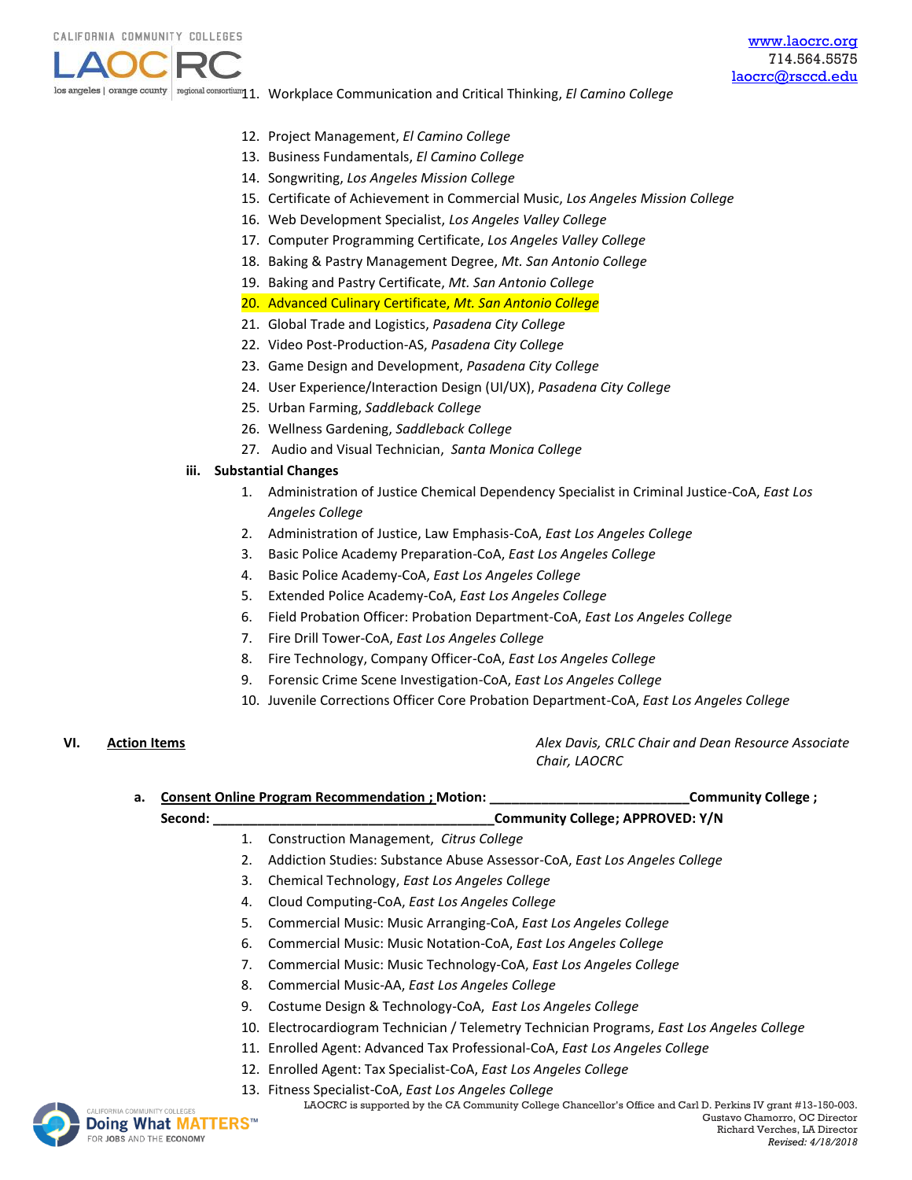11. Workplace Communication and Critical Thinking, *El Camino College*
12. Project Management, *El Camino College*
13. Business Fundamentals, *El Camino College*
14. Songwriting, *Los Angeles Mission College*
15. Certificate of Achievement in Commercial Music, *Los Angeles Mission College*
16. Web Development Specialist, *Los Angeles Valley College*
17. Computer Programming Certificate, *Los Angeles Valley College*
18. Baking & Pastry Management Degree, *Mt. San Antonio College*
19. Baking and Pastry Certificate, *Mt. San Antonio College*
20. Advanced Culinary Certificate, *Mt. San Antonio College*
21. Global Trade and Logistics, *Pasadena City College*
22. Video Post-Production-AS, *Pasadena City College*
23. Game Design and Development, *Pasadena City College*
24. User Experience/Interaction Design (UI/UX), *Pasadena City College*
25. Urban Farming, *Saddleback College*
26. Wellness Gardening, *Saddleback College*
27. Audio and Visual Technician, *Santa Monica College*

**iii. Substantial Changes**

1. Administration of Justice Chemical Dependency Specialist in Criminal Justice-CoA, *East Los Angeles College*
2. Administration of Justice, Law Emphasis-CoA, *East Los Angeles College*
3. Basic Police Academy Preparation-CoA, *East Los Angeles College*
4. Basic Police Academy-CoA, *East Los Angeles College*
5. Extended Police Academy-CoA, *East Los Angeles College*
6. Field Probation Officer: Probation Department-CoA, *East Los Angeles College*
7. Fire Drill Tower-CoA, *East Los Angeles College*
8. Fire Technology, Company Officer-CoA, *East Los Angeles College*
9. Forensic Crime Scene Investigation-CoA, *East Los Angeles College*
10. Juvenile Corrections Officer Core Probation Department-CoA, *East Los Angeles College*

## VI. Action Items

*Alex Davis, CRLC Chair and Dean Resource Associate Chair, LAOCRC*

**a. Consent Online Program Recommendation ; Motion: \_\_\_\_\_\_\_\_\_\_\_\_\_\_\_\_\_\_\_\_\_\_\_\_\_\_Community College ; Second: \_\_\_\_\_\_\_\_\_\_\_\_\_\_\_\_\_\_\_\_\_\_\_\_\_\_\_\_\_\_\_\_\_\_\_\_\_\_Community College; APPROVED: Y/N**

1. Construction Management, *Citrus College*
2. Addiction Studies: Substance Abuse Assessor-CoA, *East Los Angeles College*
3. Chemical Technology, *East Los Angeles College*
4. Cloud Computing-CoA, *East Los Angeles College*
5. Commercial Music: Music Arranging-CoA, *East Los Angeles College*
6. Commercial Music: Music Notation-CoA, *East Los Angeles College*
7. Commercial Music: Music Technology-CoA, *East Los Angeles College*
8. Commercial Music-AA, *East Los Angeles College*
9. Costume Design & Technology-CoA, *East Los Angeles College*
10. Electrocardiogram Technician / Telemetry Technician Programs, *East Los Angeles College*
11. Enrolled Agent: Advanced Tax Professional-CoA, *East Los Angeles College*
12. Enrolled Agent: Tax Specialist-CoA, *East Los Angeles College*
13. Fitness Specialist-CoA, *East Los Angeles College*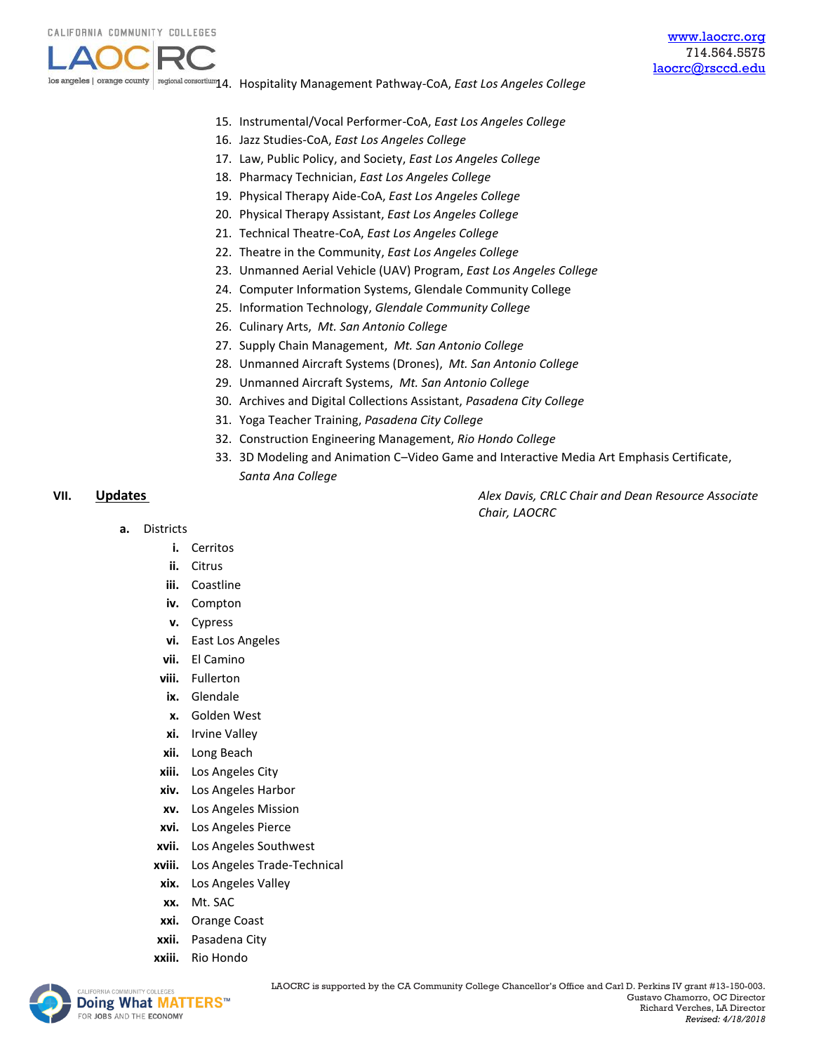14. Hospitality Management Pathway-CoA, *East Los Angeles College*
15. Instrumental/Vocal Performer-CoA, *East Los Angeles College*
16. Jazz Studies-CoA, *East Los Angeles College*
17. Law, Public Policy, and Society, *East Los Angeles College*
18. Pharmacy Technician, *East Los Angeles College*
19. Physical Therapy Aide-CoA, *East Los Angeles College*
20. Physical Therapy Assistant, *East Los Angeles College*
21. Technical Theatre-CoA, *East Los Angeles College*
22. Theatre in the Community, *East Los Angeles College*
23. Unmanned Aerial Vehicle (UAV) Program, *East Los Angeles College*
24. Computer Information Systems, Glendale Community College
25. Information Technology, *Glendale Community College*
26. Culinary Arts, *Mt. San Antonio College*
27. Supply Chain Management, *Mt. San Antonio College*
28. Unmanned Aircraft Systems (Drones), *Mt. San Antonio College*
29. Unmanned Aircraft Systems, *Mt. San Antonio College*
30. Archives and Digital Collections Assistant, *Pasadena City College*
31. Yoga Teacher Training, *Pasadena City College*
32. Construction Engineering Management, *Rio Hondo College*
33. 3D Modeling and Animation C–Video Game and Interactive Media Art Emphasis Certificate, *Santa Ana College*

## VII. Updates

*Alex Davis, CRLC Chair and Dean Resource Associate Chair, LAOCRC*

**a.** Districts

- **i.** Cerritos
- **ii.** Citrus
- **iii.** Coastline
- **iv.** Compton
- **v.** Cypress
- **vi.** East Los Angeles
- **vii.** El Camino
- **viii.** Fullerton
- **ix.** Glendale
- **x.** Golden West
- **xi.** Irvine Valley
- **xii.** Long Beach
- **xiii.** Los Angeles City
- **xiv.** Los Angeles Harbor
- **xv.** Los Angeles Mission
- **xvi.** Los Angeles Pierce
- **xvii.** Los Angeles Southwest
- **xviii.** Los Angeles Trade-Technical
- **xix.** Los Angeles Valley
- **xx.** Mt. SAC
- **xxi.** Orange Coast
- **xxii.** Pasadena City
- **xxiii.** Rio Hondo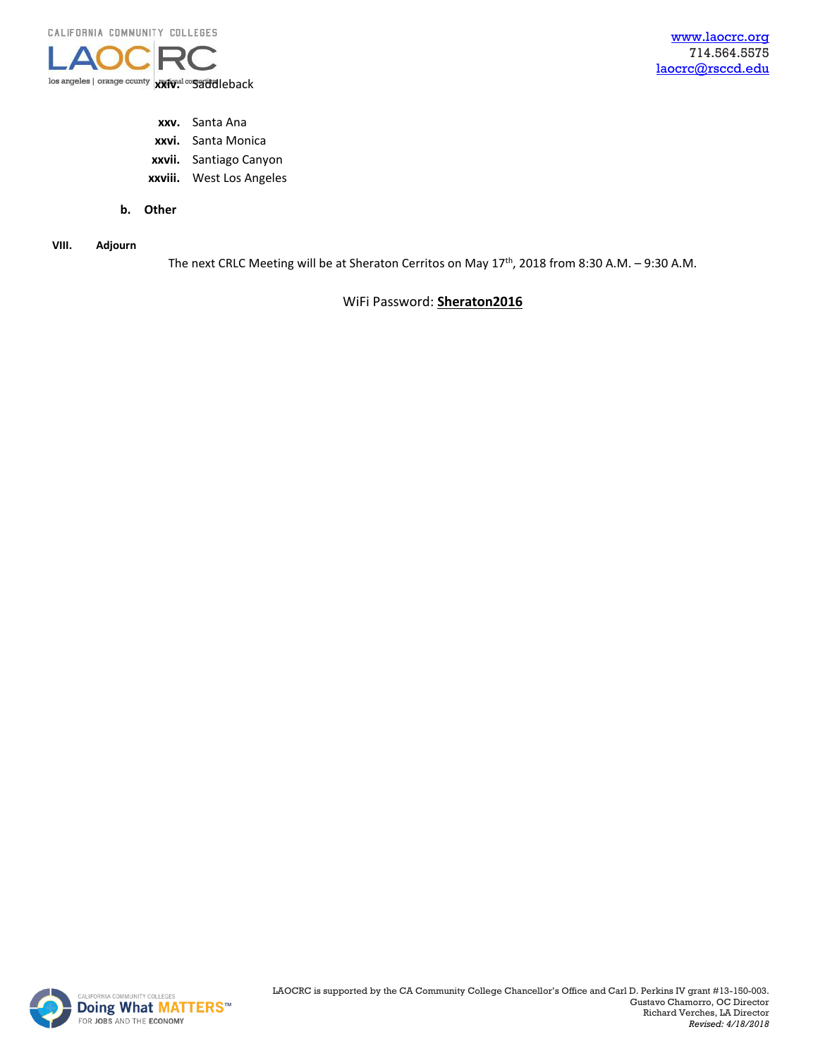xxiv. Saddleback

xxv. Santa Ana

xxvi. Santa Monica

xxvii. Santiago Canyon

xxviii. West Los Angeles

**b. Other**

**VIII. Adjourn**

The next CRLC Meeting will be at Sheraton Cerritos on May 17th, 2018 from 8:30 A.M. – 9:30 A.M.

WiFi Password: **Sheraton2016**